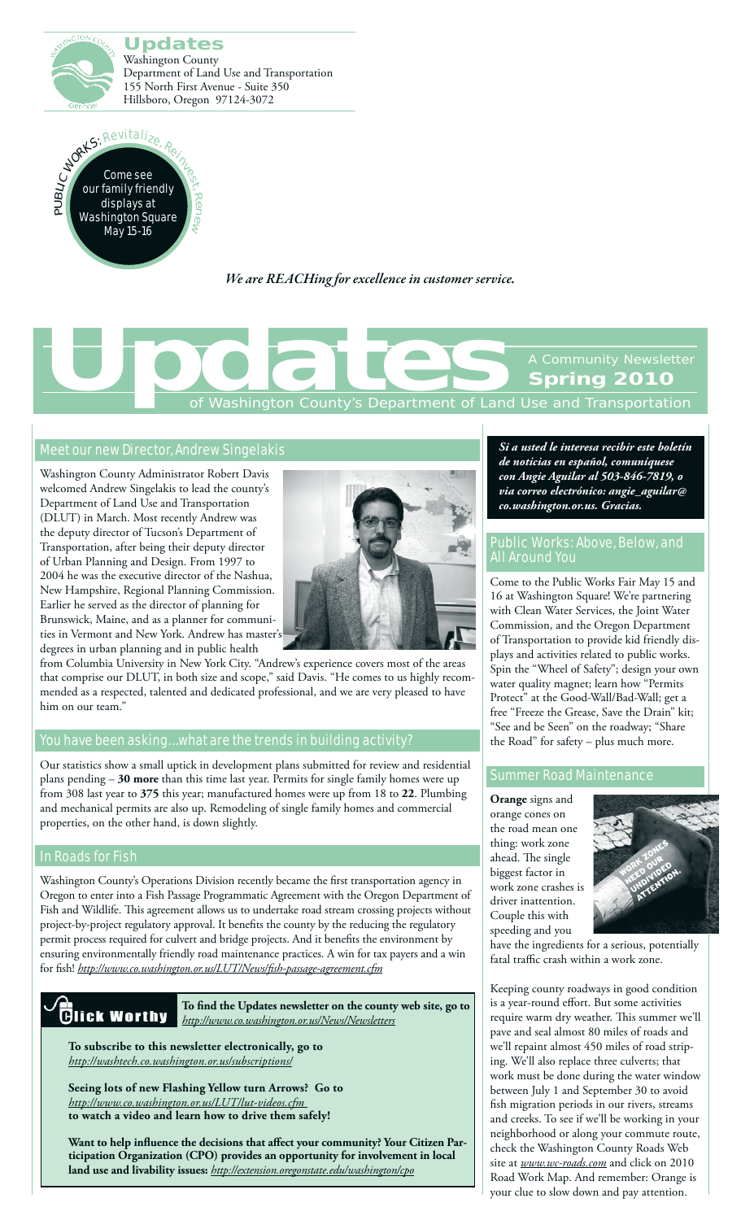# Updates

Washington County
Department of Land Use and Transportation
155 North First Avenue - Suite 350
Hillsboro, Oregon 97124-3072

PUBLIC WORKS: Revitalize, Reinvest, Renew

Come see our family friendly displays at Washington Square May 15-16

*We are REACHing for excellence in customer service.*

# Updates

A Community Newsletter
**Spring 2010**
of Washington County's Department of Land Use and Transportation

## Meet our new Director, Andrew Singelakis

Washington County Administrator Robert Davis welcomed Andrew Singelakis to lead the county's Department of Land Use and Transportation (DLUT) in March. Most recently Andrew was the deputy director of Tucson's Department of Transportation, after being their deputy director of Urban Planning and Design. From 1997 to 2004 he was the executive director of the Nashua, New Hampshire, Regional Planning Commission. Earlier he served as the director of planning for Brunswick, Maine, and as a planner for communities in Vermont and New York. Andrew has master's degrees in urban planning and in public health from Columbia University in New York City. "Andrew's experience covers most of the areas that comprise our DLUT, in both size and scope," said Davis. "He comes to us highly recommended as a respected, talented and dedicated professional, and we are very pleased to have him on our team."

## You have been asking...what are the trends in building activity?

Our statistics show a small uptick in development plans submitted for review and residential plans pending – **30 more** than this time last year. Permits for single family homes were up from 308 last year to **375** this year; manufactured homes were up from 18 to **22**. Plumbing and mechanical permits are also up. Remodeling of single family homes and commercial properties, on the other hand, is down slightly.

## In Roads for Fish

Washington County's Operations Division recently became the first transportation agency in Oregon to enter into a Fish Passage Programmatic Agreement with the Oregon Department of Fish and Wildlife. This agreement allows us to undertake road stream crossing projects without project-by-project regulatory approval. It benefits the county by the reducing the regulatory permit process required for culvert and bridge projects. And it benefits the environment by ensuring environmentally friendly road maintenance practices. A win for tax payers and a win for fish! *http://www.co.washington.or.us/LUT/News/fish-passage-agreement.cfm*

## Click Worthy

**To find the Updates newsletter on the county web site, go to** *http://www.co.washington.or.us/News/Newsletters*

**To subscribe to this newsletter electronically, go to** *http://washtech.co.washington.or.us/subscriptions/*

**Seeing lots of new Flashing Yellow turn Arrows? Go to** *http://www.co.washington.or.us/LUT/lut-videos.cfm* **to watch a video and learn how to drive them safely!**

**Want to help influence the decisions that affect your community? Your Citizen Participation Organization (CPO) provides an opportunity for involvement in local land use and livability issues:** *http://extension.oregonstate.edu/washington/cpo*

***Si a usted le interesa recibir este boletín de noticias en español, comuníquese con Angie Aguilar al 503-846-7819, o via correo electrónico: angie_aguilar@co.washington.or.us. Gracias.***

## Public Works: Above, Below, and All Around You

Come to the Public Works Fair May 15 and 16 at Washington Square! We're partnering with Clean Water Services, the Joint Water Commission, and the Oregon Department of Transportation to provide kid friendly displays and activities related to public works. Spin the "Wheel of Safety"; design your own water quality magnet; learn how "Permits Protect" at the Good-Wall/Bad-Wall; get a free "Freeze the Grease, Save the Drain" kit; "See and be Seen" on the roadway; "Share the Road" for safety – plus much more.

## Summer Road Maintenance

**Orange** signs and orange cones on the road mean one thing: work zone ahead. The single biggest factor in work zone crashes is driver inattention. Couple this with speeding and you have the ingredients for a serious, potentially fatal traffic crash within a work zone.

Keeping county roadways in good condition is a year-round effort. But some activities require warm dry weather. This summer we'll pave and seal almost 80 miles of roads and we'll repaint almost 450 miles of road striping. We'll also replace three culverts; that work must be done during the water window between July 1 and September 30 to avoid fish migration periods in our rivers, streams and creeks. To see if we'll be working in your neighborhood or along your commute route, check the Washington County Roads Web site at *www.wc-roads.com* and click on 2010 Road Work Map. And remember: Orange is your clue to slow down and pay attention.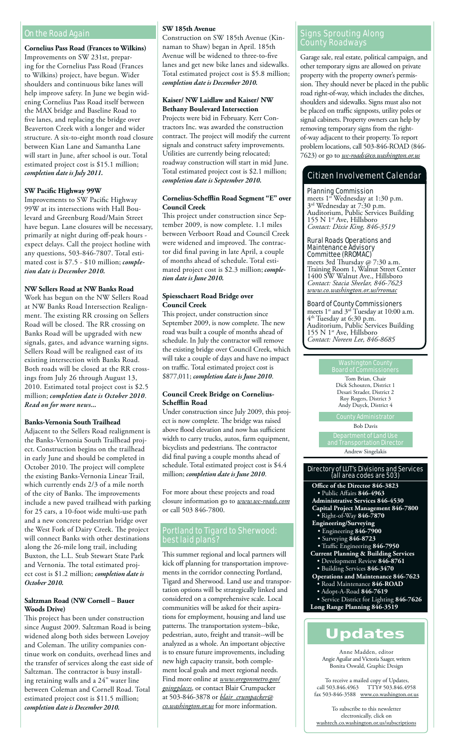## On the Road Again

**Cornelius Pass Road (Frances to Wilkins)**

Improvements on SW 231st, preparing for the Cornelius Pass Road (Frances to Wilkins) project, have begun. Wider shoulders and continuous bike lanes will help improve safety. In June we begin widening Cornelius Pass Road itself between the MAX bridge and Baseline Road to five lanes, and replacing the bridge over Beaverton Creek with a longer and wider structure. A six-to-eight month road closure between Kian Lane and Samantha Lane will start in June, after school is out. Total estimated project cost is $15.1 million; ***completion date is July 2011.***

**SW Pacific Highway 99W**

Improvements to SW Pacific Highway 99W at its intersections with Hall Boulevard and Greenburg Road/Main Street have begun. Lane closures will be necessary, primarily at night during off-peak hours - expect delays. Call the project hotline with any questions, 503-846-7807. Total estimated cost is $7.5 - $10 million; ***completion date is December 2010.***

**NW Sellers Road at NW Banks Road**

Work has begun on the NW Sellers Road at NW Banks Road Intersection Realignment. The existing RR crossing on Sellers Road will be closed. The RR crossing on Banks Road will be upgraded with new signals, gates, and advance warning signs. Sellers Road will be realigned east of its existing intersection with Banks Road. Both roads will be closed at the RR crossings from July 26 through August 13, 2010. Estimated total project cost is $2.5 million; ***completion date is October 2010***. ***Read on for more news...***

**Banks-Vernonia South Trailhead**

Adjacent to the Sellers Road realignment is the Banks-Vernonia South Trailhead project. Construction begins on the trailhead in early June and should be completed in October 2010. The project will complete the existing Banks-Vernonia Linear Trail, which currently ends 2/3 of a mile north of the city of Banks. The improvements include a new paved trailhead with parking for 25 cars, a 10-foot wide multi-use path and a new concrete pedestrian bridge over the West Fork of Dairy Creek. The project will connect Banks with other destinations along the 26-mile long trail, including Buxton, the L.L. Stub Stewart State Park and Vernonia. The total estimated project cost is $1.2 million; ***completion date is October 2010.***

**Saltzman Road (NW Cornell – Bauer Woods Drive)**

This project has been under construction since August 2009. Saltzman Road is being widened along both sides between Lovejoy and Coleman. The utility companies continue work on conduits, overhead lines and the transfer of services along the east side of Saltzman. The contractor is busy installing retaining walls and a 24" water line between Coleman and Cornell Road. Total estimated project cost is $11.5 million; ***completion date is December 2010.***

**SW 185th Avenue**

Construction on SW 185th Avenue (Kinnaman to Shaw) began in April. 185th Avenue will be widened to three-to-five lanes and get new bike lanes and sidewalks. Total estimated project cost is $5.8 million; ***completion date is December 2010.***

**Kaiser/ NW Laidlaw and Kaiser/ NW Bethany Boulevard Intersection**

Projects were bid in February. Kerr Contractors Inc. was awarded the construction contract. The project will modify the current signals and construct safety improvements. Utilities are currently being relocated; roadway construction will start in mid June. Total estimated project cost is $2.1 million; ***completion date is September 2010.***

**Cornelius-Schefflin Road Segment "E" over Council Creek**

This project under construction since September 2009, is now complete. 1.1 miles between Verboort Road and Council Creek were widened and improved. The contractor did final paving in late April, a couple of months ahead of schedule. Total estimated project cost is $2.3 million; ***completion date is June 2010.***

**Spiesschaert Road Bridge over Council Creek**

This project, under construction since September 2009, is now complete. The new road was built a couple of months ahead of schedule. In July the contractor will remove the existing bridge over Council Creek, which will take a couple of days and have no impact on traffic. Total estimated project cost is $877,011; ***completion date is June 2010***.

**Council Creek Bridge on Cornelius-Schefflin Road**

Under construction since July 2009, this project is now complete. The bridge was raised above flood elevation and now has sufficient width to carry trucks, autos, farm equipment, bicyclists and pedestrians. The contractor did final paving a couple months ahead of schedule. Total estimated project cost is $4.4 million; ***completion date is June 2010***.

For more about these projects and road closure information go to *www.wc-roads.com* or call 503 846-7800.

## Portland to Tigard to Sherwood: best laid plans?

This summer regional and local partners will kick off planning for transportation improvements in the corridor connecting Portland, Tigard and Sherwood. Land use and transportation options will be strategically linked and considered on a comprehensive scale. Local communities will be asked for their aspirations for employment, housing and land use patterns. The transportation system--bike, pedestrian, auto, freight and transit--will be analyzed as a whole. An important objective is to ensure future improvements, including new high capacity transit, both complement local goals and meet regional needs. Find more online at *www.oregonmetro.gov/goingplaces*, or contact Blair Crumpacker at 503-846-3878 or *blair_crumpacker@co.washington.or.us* for more information.

## Signs Sprouting Along County Roadways

Garage sale, real estate, political campaign, and other temporary signs are allowed on private property with the property owner's permission. They should never be placed in the public road right-of-way, which includes the ditches, shoulders and sidewalks. Signs must also not be placed on traffic signposts, utility poles or signal cabinets. Property owners can help by removing temporary signs from the right-of-way adjacent to their property. To report problem locations, call 503-846-ROAD (846-7623) or go to *wc-roads@co.washington.or.us*

## Citizen Involvement Calendar

**Planning Commission**
meets 1st Wednesday at 1:30 p.m.
3rd Wednesday at 7:30 p.m.
Auditorium, Public Services Building
155 N 1st Ave, Hillsboro
*Contact: Dixie King, 846-3519*

**Rural Roads Operations and Maintenance Advisory Committee (RROMAC)**
meets 3rd Thursday @ 7:30 a.m.
Training Room 1, Walnut Street Center
1400 SW Walnut Ave., Hillsboro
*Contact: Stacia Sheelar, 846-7623*
*www.co.washington.or.us/rromac*

**Board of County Commissioners**
meets 1st and 3rd Tuesday at 10:00 a.m.
4th Tuesday at 6:30 p.m.
Auditorium, Public Services Building
155 N 1st Ave, Hillsboro
*Contact: Noreen Lee, 846-8685*

**Washington County Board of Commissioners**
Tom Brian, Chair
Dick Schouten, District 1
Desari Strader, District 2
Roy Rogers, District 3
Andy Duyck, District 4

**County Administrator**
Bob Davis

**Department of Land Use and Transportation Director**
Andrew Singelakis

**Directory of LUT's Divisions and Services (all area codes are 503)**

- **Office of the Director 846-3823**
  - Public Affairs **846-4963**
- **Administrative Services 846-4530**
- **Capital Project Management 846-7800**
  - Right-of-Way **846-7870**
- **Engineering/Surveying**
  - Engineering **846-7900**
  - Surveying **846-8723**
  - Traffic Engineering **846-7950**
- **Current Planning & Building Services**
  - Development Review **846-8761**
  - Building Services **846-3470**
- **Operations and Maintenance 846-7623**
  - Road Maintenance **846-ROAD**
  - Adopt-A-Road **846-7619**
  - Service District for Lighting **846-7626**
- **Long Range Planning 846-3519**

# Updates

Anne Madden, editor
Angie Aguilar and Victoria Saager, writers
Bonita Oswald, Graphic Design

To receive a mailed copy of Updates,
call 503.846.4963 TTY# 503.846.4958
fax 503-846-3588 www.co.washington.or.us

To subscribe to this newsletter electronically, click on
washtech.co.washington.or.us/subscriptions